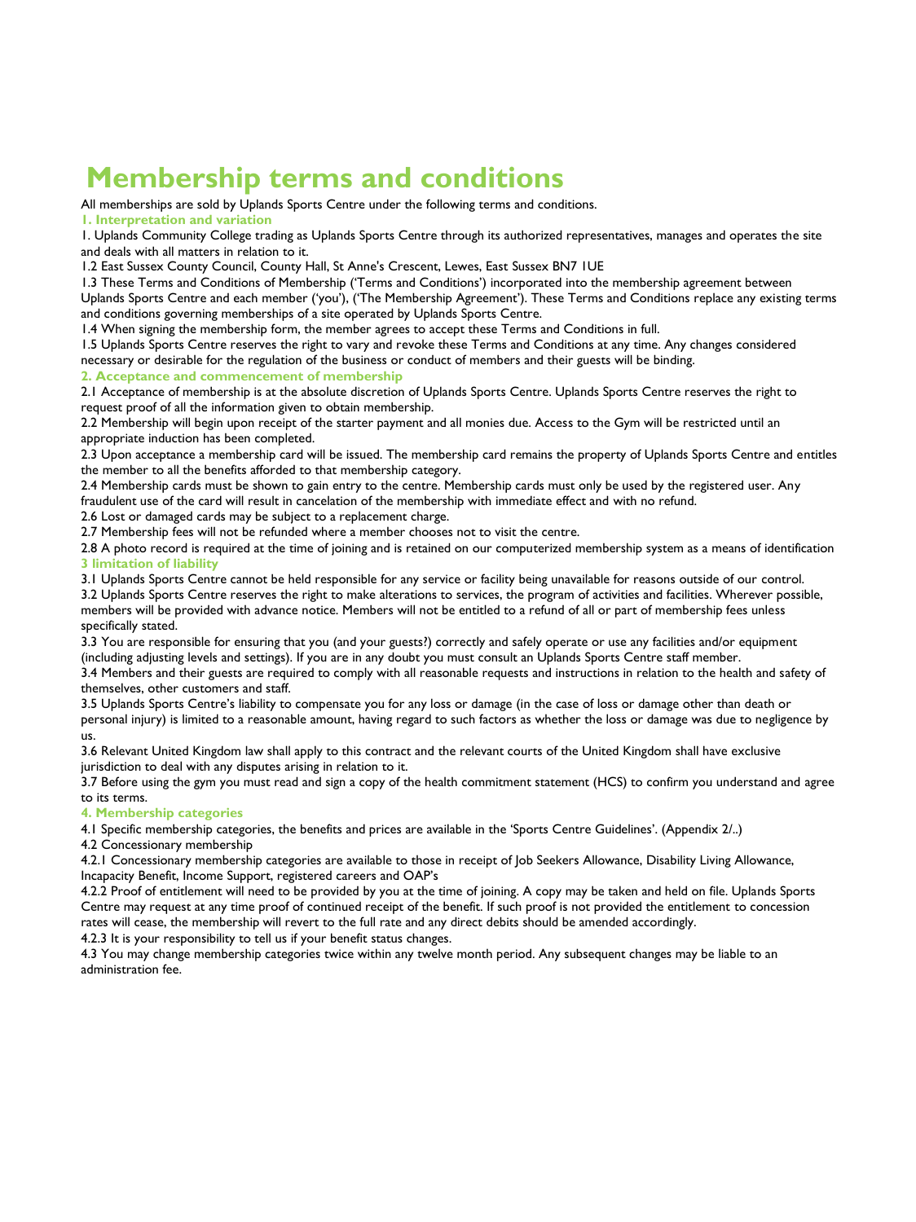# Membership terms and conditions

All memberships are sold by Uplands Sports Centre under the following terms and conditions.

### 1. Interpretation and variation

1. Uplands Community College trading as Uplands Sports Centre through its authorized representatives, manages and operates the site and deals with all matters in relation to it.

1.2 East Sussex County Council, County Hall, St Anne's Crescent, Lewes, East Sussex BN7 1UE

1.3 These Terms and Conditions of Membership ('Terms and Conditions') incorporated into the membership agreement between Uplands Sports Centre and each member ('you'), ('The Membership Agreement'). These Terms and Conditions replace any existing terms and conditions governing memberships of a site operated by Uplands Sports Centre.

1.4 When signing the membership form, the member agrees to accept these Terms and Conditions in full.

1.5 Uplands Sports Centre reserves the right to vary and revoke these Terms and Conditions at any time. Any changes considered necessary or desirable for the regulation of the business or conduct of members and their guests will be binding.

### 2. Acceptance and commencement of membership

2.1 Acceptance of membership is at the absolute discretion of Uplands Sports Centre. Uplands Sports Centre reserves the right to request proof of all the information given to obtain membership.

2.2 Membership will begin upon receipt of the starter payment and all monies due. Access to the Gym will be restricted until an appropriate induction has been completed.

2.3 Upon acceptance a membership card will be issued. The membership card remains the property of Uplands Sports Centre and entitles the member to all the benefits afforded to that membership category.

2.4 Membership cards must be shown to gain entry to the centre. Membership cards must only be used by the registered user. Any fraudulent use of the card will result in cancelation of the membership with immediate effect and with no refund.

2.6 Lost or damaged cards may be subject to a replacement charge.

2.7 Membership fees will not be refunded where a member chooses not to visit the centre.

2.8 A photo record is required at the time of joining and is retained on our computerized membership system as a means of identification

### 3 limitation of liability

3.1 Uplands Sports Centre cannot be held responsible for any service or facility being unavailable for reasons outside of our control.

3.2 Uplands Sports Centre reserves the right to make alterations to services, the program of activities and facilities. Wherever possible, members will be provided with advance notice. Members will not be entitled to a refund of all or part of membership fees unless specifically stated.

3.3 You are responsible for ensuring that you (and your guests?) correctly and safely operate or use any facilities and/or equipment (including adjusting levels and settings). If you are in any doubt you must consult an Uplands Sports Centre staff member.

3.4 Members and their guests are required to comply with all reasonable requests and instructions in relation to the health and safety of themselves, other customers and staff.

3.5 Uplands Sports Centre's liability to compensate you for any loss or damage (in the case of loss or damage other than death or personal injury) is limited to a reasonable amount, having regard to such factors as whether the loss or damage was due to negligence by us.

3.6 Relevant United Kingdom law shall apply to this contract and the relevant courts of the United Kingdom shall have exclusive jurisdiction to deal with any disputes arising in relation to it.

3.7 Before using the gym you must read and sign a copy of the health commitment statement (HCS) to confirm you understand and agree to its terms.

### 4. Membership categories

4.1 Specific membership categories, the benefits and prices are available in the 'Sports Centre Guidelines'. (Appendix 2/..)

4.2 Concessionary membership

4.2.1 Concessionary membership categories are available to those in receipt of Job Seekers Allowance, Disability Living Allowance, Incapacity Benefit, Income Support, registered careers and OAP's

4.2.2 Proof of entitlement will need to be provided by you at the time of joining. A copy may be taken and held on file. Uplands Sports Centre may request at any time proof of continued receipt of the benefit. If such proof is not provided the entitlement to concession rates will cease, the membership will revert to the full rate and any direct debits should be amended accordingly.

4.2.3 It is your responsibility to tell us if your benefit status changes.

4.3 You may change membership categories twice within any twelve month period. Any subsequent changes may be liable to an administration fee.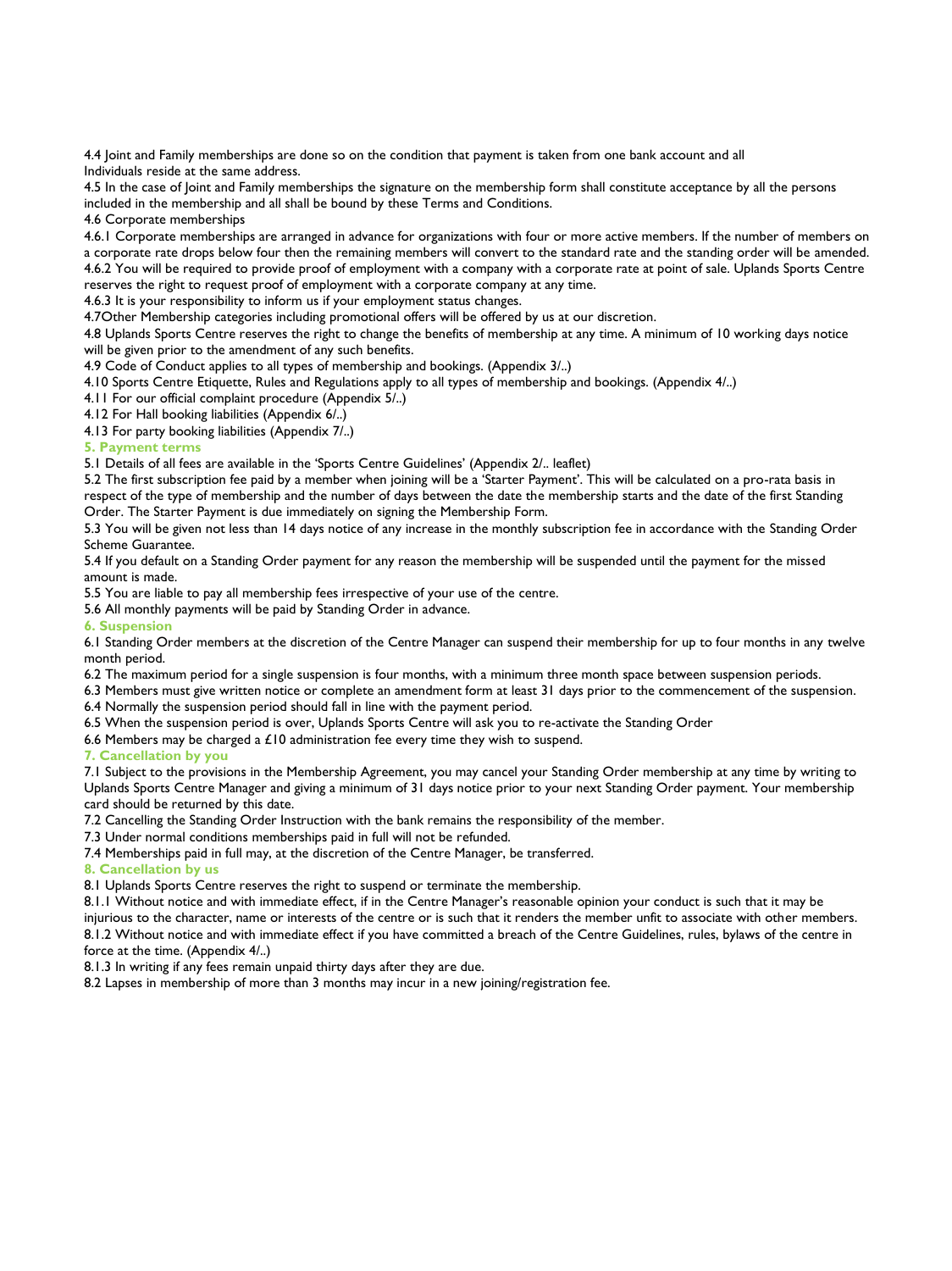4.4 Joint and Family memberships are done so on the condition that payment is taken from one bank account and all Individuals reside at the same address.

4.5 In the case of Joint and Family memberships the signature on the membership form shall constitute acceptance by all the persons included in the membership and all shall be bound by these Terms and Conditions.

4.6 Corporate memberships

4.6.1 Corporate memberships are arranged in advance for organizations with four or more active members. If the number of members on a corporate rate drops below four then the remaining members will convert to the standard rate and the standing order will be amended.

4.6.2 You will be required to provide proof of employment with a company with a corporate rate at point of sale. Uplands Sports Centre reserves the right to request proof of employment with a corporate company at any time.

4.6.3 It is your responsibility to inform us if your employment status changes.

4.7Other Membership categories including promotional offers will be offered by us at our discretion.

4.8 Uplands Sports Centre reserves the right to change the benefits of membership at any time. A minimum of 10 working days notice will be given prior to the amendment of any such benefits.

4.9 Code of Conduct applies to all types of membership and bookings. (Appendix 3/..)

4.10 Sports Centre Etiquette, Rules and Regulations apply to all types of membership and bookings. (Appendix 4/..)

4.11 For our official complaint procedure (Appendix 5/..)

4.12 For Hall booking liabilities (Appendix 6/..)

4.13 For party booking liabilities (Appendix 7/..)

## 5. Payment terms

5.1 Details of all fees are available in the 'Sports Centre Guidelines' (Appendix 2/.. leaflet)

5.2 The first subscription fee paid by a member when joining will be a 'Starter Payment'. This will be calculated on a pro-rata basis in respect of the type of membership and the number of days between the date the membership starts and the date of the first Standing Order. The Starter Payment is due immediately on signing the Membership Form.

5.3 You will be given not less than 14 days notice of any increase in the monthly subscription fee in accordance with the Standing Order Scheme Guarantee.

5.4 If you default on a Standing Order payment for any reason the membership will be suspended until the payment for the missed amount is made.

5.5 You are liable to pay all membership fees irrespective of your use of the centre.

5.6 All monthly payments will be paid by Standing Order in advance.

## 6. Suspension

6.1 Standing Order members at the discretion of the Centre Manager can suspend their membership for up to four months in any twelve month period.

6.2 The maximum period for a single suspension is four months, with a minimum three month space between suspension periods.

6.3 Members must give written notice or complete an amendment form at least 31 days prior to the commencement of the suspension.

6.4 Normally the suspension period should fall in line with the payment period.

6.5 When the suspension period is over, Uplands Sports Centre will ask you to re-activate the Standing Order

6.6 Members may be charged a £10 administration fee every time they wish to suspend.

## 7. Cancellation by you

7.1 Subject to the provisions in the Membership Agreement, you may cancel your Standing Order membership at any time by writing to Uplands Sports Centre Manager and giving a minimum of 31 days notice prior to your next Standing Order payment. Your membership card should be returned by this date.

7.2 Cancelling the Standing Order Instruction with the bank remains the responsibility of the member.

7.3 Under normal conditions memberships paid in full will not be refunded.

7.4 Memberships paid in full may, at the discretion of the Centre Manager, be transferred.

## 8. Cancellation by us

8.1 Uplands Sports Centre reserves the right to suspend or terminate the membership.

8.1.1 Without notice and with immediate effect, if in the Centre Manager's reasonable opinion your conduct is such that it may be injurious to the character, name or interests of the centre or is such that it renders the member unfit to associate with other members.

8.1.2 Without notice and with immediate effect if you have committed a breach of the Centre Guidelines, rules, bylaws of the centre in force at the time. (Appendix 4/..)

8.1.3 In writing if any fees remain unpaid thirty days after they are due.

8.2 Lapses in membership of more than 3 months may incur in a new joining/registration fee.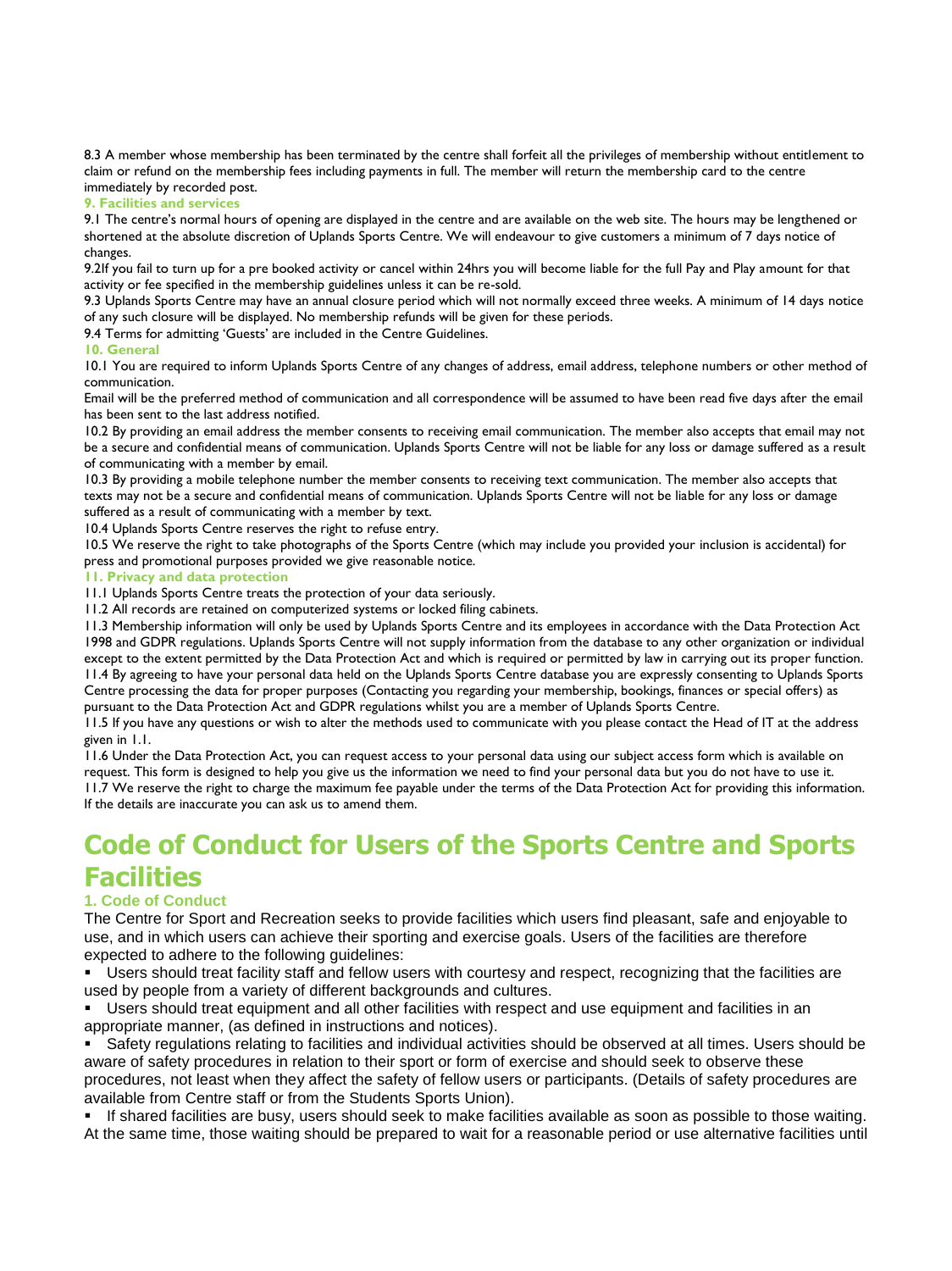8.3 A member whose membership has been terminated by the centre shall forfeit all the privileges of membership without entitlement to claim or refund on the membership fees including payments in full. The member will return the membership card to the centre immediately by recorded post.

### 9. Facilities and services

9.1 The centre's normal hours of opening are displayed in the centre and are available on the web site. The hours may be lengthened or shortened at the absolute discretion of Uplands Sports Centre. We will endeavour to give customers a minimum of 7 days notice of changes.

9.2If you fail to turn up for a pre booked activity or cancel within 24hrs you will become liable for the full Pay and Play amount for that activity or fee specified in the membership guidelines unless it can be re-sold.

9.3 Uplands Sports Centre may have an annual closure period which will not normally exceed three weeks. A minimum of 14 days notice of any such closure will be displayed. No membership refunds will be given for these periods.

9.4 Terms for admitting 'Guests' are included in the Centre Guidelines.

### 10. General

10.1 You are required to inform Uplands Sports Centre of any changes of address, email address, telephone numbers or other method of communication.

Email will be the preferred method of communication and all correspondence will be assumed to have been read five days after the email has been sent to the last address notified.

10.2 By providing an email address the member consents to receiving email communication. The member also accepts that email may not be a secure and confidential means of communication. Uplands Sports Centre will not be liable for any loss or damage suffered as a result of communicating with a member by email.

10.3 By providing a mobile telephone number the member consents to receiving text communication. The member also accepts that texts may not be a secure and confidential means of communication. Uplands Sports Centre will not be liable for any loss or damage suffered as a result of communicating with a member by text.

10.4 Uplands Sports Centre reserves the right to refuse entry.

10.5 We reserve the right to take photographs of the Sports Centre (which may include you provided your inclusion is accidental) for press and promotional purposes provided we give reasonable notice.

### 11. Privacy and data protection

11.1 Uplands Sports Centre treats the protection of your data seriously.

11.2 All records are retained on computerized systems or locked filing cabinets.

11.3 Membership information will only be used by Uplands Sports Centre and its employees in accordance with the Data Protection Act 1998 and GDPR regulations. Uplands Sports Centre will not supply information from the database to any other organization or individual except to the extent permitted by the Data Protection Act and which is required or permitted by law in carrying out its proper function.

11.4 By agreeing to have your personal data held on the Uplands Sports Centre database you are expressly consenting to Uplands Sports Centre processing the data for proper purposes (Contacting you regarding your membership, bookings, finances or special offers) as pursuant to the Data Protection Act and GDPR regulations whilst you are a member of Uplands Sports Centre.

11.5 If you have any questions or wish to alter the methods used to communicate with you please contact the Head of IT at the address given in 1.1.

11.6 Under the Data Protection Act, you can request access to your personal data using our subject access form which is available on request. This form is designed to help you give us the information we need to find your personal data but you do not have to use it.

11.7 We reserve the right to charge the maximum fee payable under the terms of the Data Protection Act for providing this information. If the details are inaccurate you can ask us to amend them.

# Code of Conduct for Users of the Sports Centre and Sports Facilities

### 1. Code of Conduct

The Centre for Sport and Recreation seeks to provide facilities which users find pleasant, safe and enjoyable to use, and in which users can achieve their sporting and exercise goals. Users of the facilities are therefore expected to adhere to the following guidelines:

- Users should treat facility staff and fellow users with courtesy and respect, recognizing that the facilities are used by people from a variety of different backgrounds and cultures.
- Users should treat equipment and all other facilities with respect and use equipment and facilities in an appropriate manner, (as defined in instructions and notices).
- Safety regulations relating to facilities and individual activities should be observed at all times. Users should be aware of safety procedures in relation to their sport or form of exercise and should seek to observe these procedures, not least when they affect the safety of fellow users or participants. (Details of safety procedures are available from Centre staff or from the Students Sports Union).
- If shared facilities are busy, users should seek to make facilities available as soon as possible to those waiting. At the same time, those waiting should be prepared to wait for a reasonable period or use alternative facilities until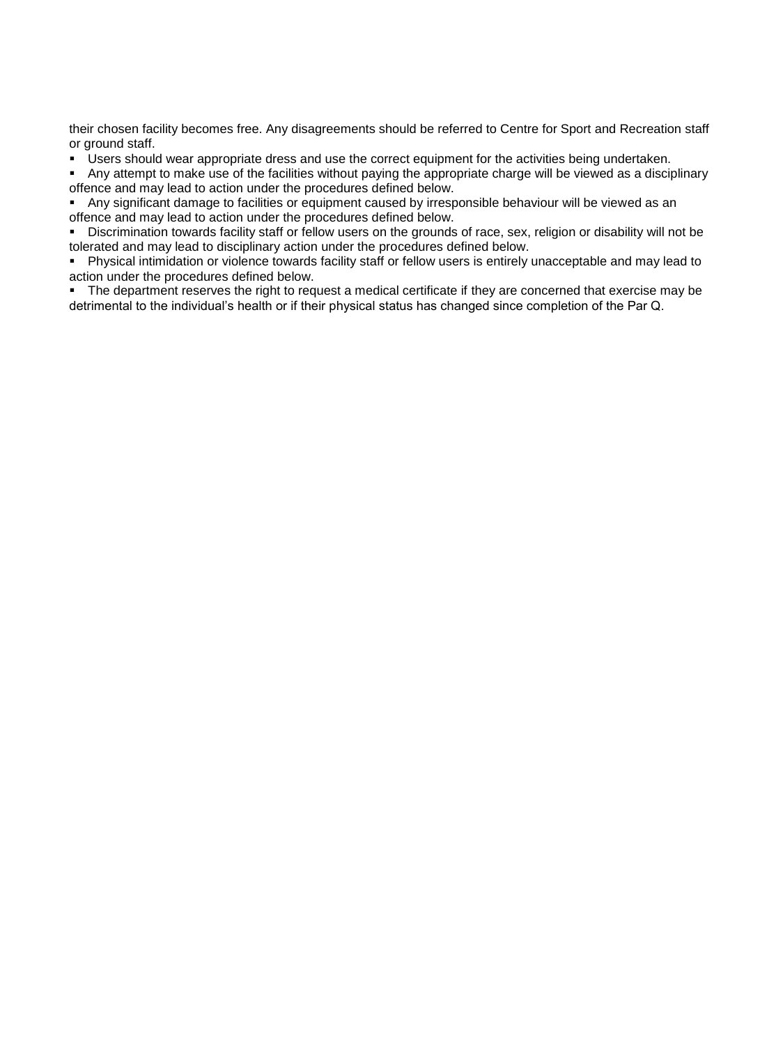their chosen facility becomes free. Any disagreements should be referred to Centre for Sport and Recreation staff or ground staff.

- Users should wear appropriate dress and use the correct equipment for the activities being undertaken.
- Any attempt to make use of the facilities without paying the appropriate charge will be viewed as a disciplinary offence and may lead to action under the procedures defined below.
- Any significant damage to facilities or equipment caused by irresponsible behaviour will be viewed as an offence and may lead to action under the procedures defined below.
- Discrimination towards facility staff or fellow users on the grounds of race, sex, religion or disability will not be tolerated and may lead to disciplinary action under the procedures defined below.
- Physical intimidation or violence towards facility staff or fellow users is entirely unacceptable and may lead to action under the procedures defined below.
- The department reserves the right to request a medical certificate if they are concerned that exercise may be detrimental to the individual's health or if their physical status has changed since completion of the Par Q.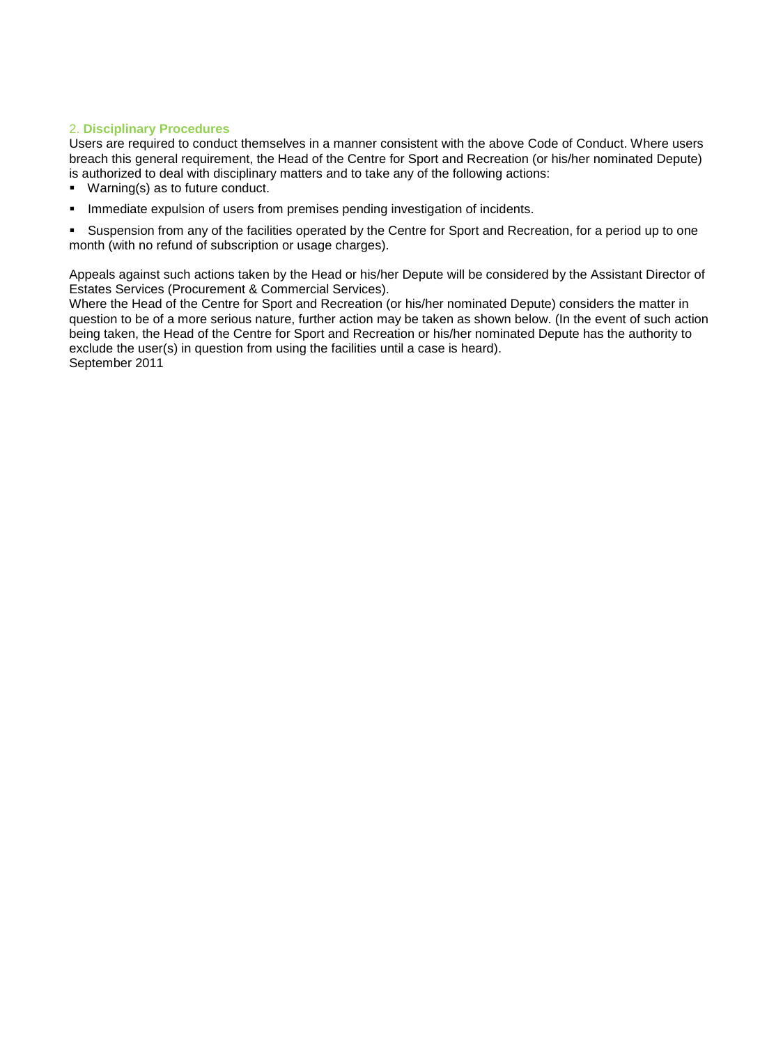## 2. **Disciplinary Procedures**

Users are required to conduct themselves in a manner consistent with the above Code of Conduct. Where users breach this general requirement, the Head of the Centre for Sport and Recreation (or his/her nominated Depute) is authorized to deal with disciplinary matters and to take any of the following actions:

- Warning(s) as to future conduct.
- Immediate expulsion of users from premises pending investigation of incidents.
- Suspension from any of the facilities operated by the Centre for Sport and Recreation, for a period up to one month (with no refund of subscription or usage charges).

Appeals against such actions taken by the Head or his/her Depute will be considered by the Assistant Director of Estates Services (Procurement & Commercial Services).

Where the Head of the Centre for Sport and Recreation (or his/her nominated Depute) considers the matter in question to be of a more serious nature, further action may be taken as shown below. (In the event of such action being taken, the Head of the Centre for Sport and Recreation or his/her nominated Depute has the authority to exclude the user(s) in question from using the facilities until a case is heard).

September 2011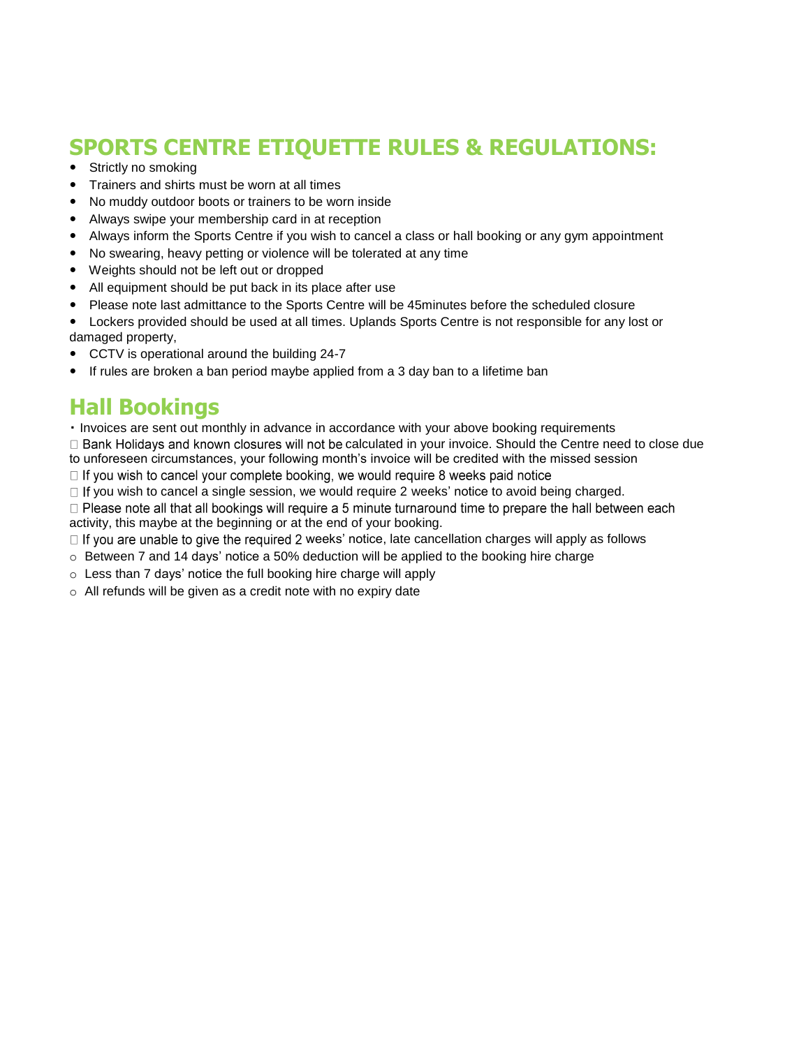## SPORTS CENTRE ETIQUETTE RULES & REGULATIONS:

- Strictly no smoking
- Trainers and shirts must be worn at all times
- No muddy outdoor boots or trainers to be worn inside
- Always swipe your membership card in at reception
- Always inform the Sports Centre if you wish to cancel a class or hall booking or any gym appointment
- No swearing, heavy petting or violence will be tolerated at any time
- Weights should not be left out or dropped
- All equipment should be put back in its place after use
- Please note last admittance to the Sports Centre will be 45minutes before the scheduled closure
- Lockers provided should be used at all times. Uplands Sports Centre is not responsible for any lost or damaged property,
- CCTV is operational around the building 24-7
- If rules are broken a ban period maybe applied from a 3 day ban to a lifetime ban

## Hall Bookings

- Invoices are sent out monthly in advance in accordance with your above booking requirements
- Bank Holidays and known closures will not be calculated in your invoice. Should the Centre need to close due to unforeseen circumstances, your following month's invoice will be credited with the missed session
- If you wish to cancel your complete booking, we would require 8 weeks paid notice
- If you wish to cancel a single session, we would require 2 weeks' notice to avoid being charged.
- Please note all that all bookings will require a 5 minute turnaround time to prepare the hall between each activity, this maybe at the beginning or at the end of your booking.
- If you are unable to give the required 2 weeks' notice, late cancellation charges will apply as follows
  - Between 7 and 14 days' notice a 50% deduction will be applied to the booking hire charge
  - Less than 7 days' notice the full booking hire charge will apply
  - All refunds will be given as a credit note with no expiry date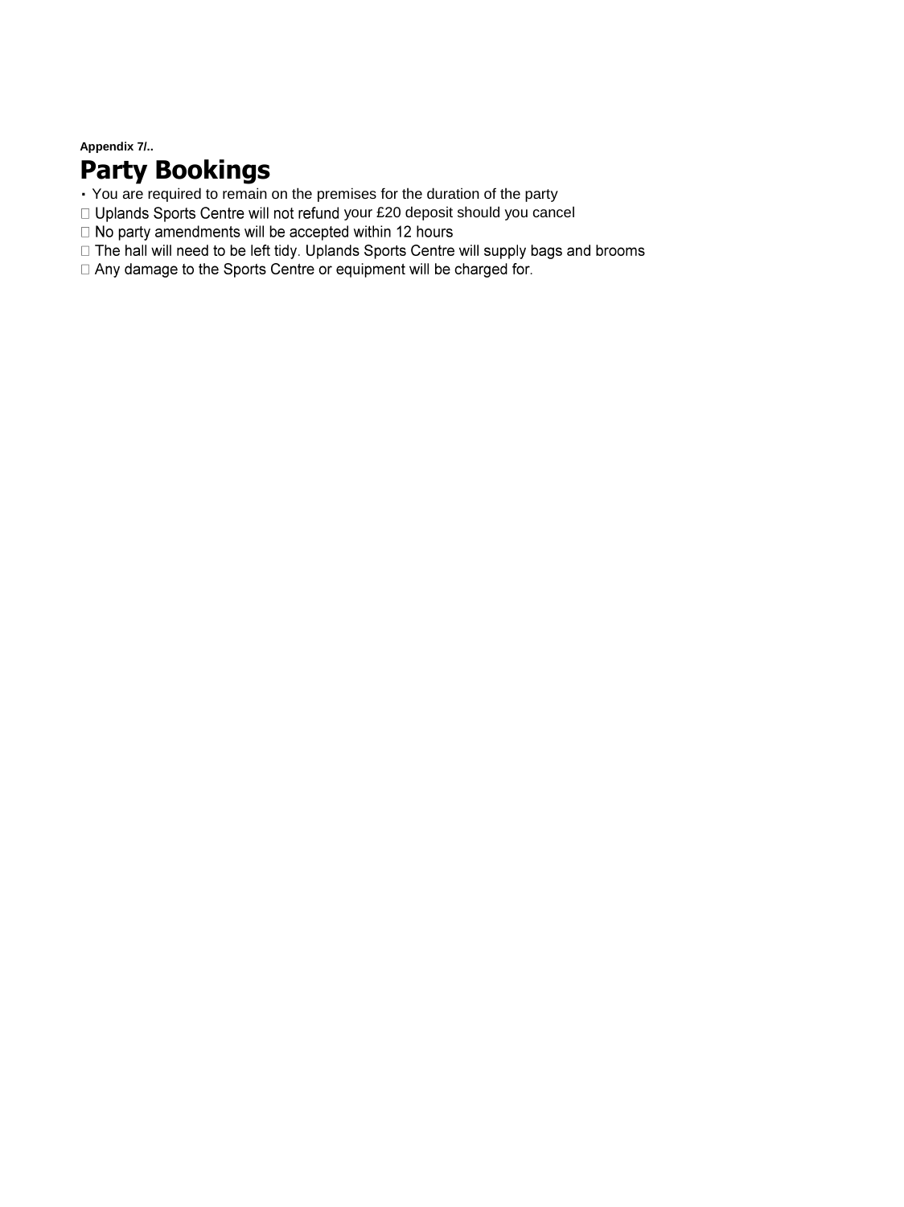**Appendix 7/..**

# Party Bookings

- You are required to remain on the premises for the duration of the party
- Uplands Sports Centre will not refund your £20 deposit should you cancel
- No party amendments will be accepted within 12 hours
- The hall will need to be left tidy. Uplands Sports Centre will supply bags and brooms
- Any damage to the Sports Centre or equipment will be charged for.